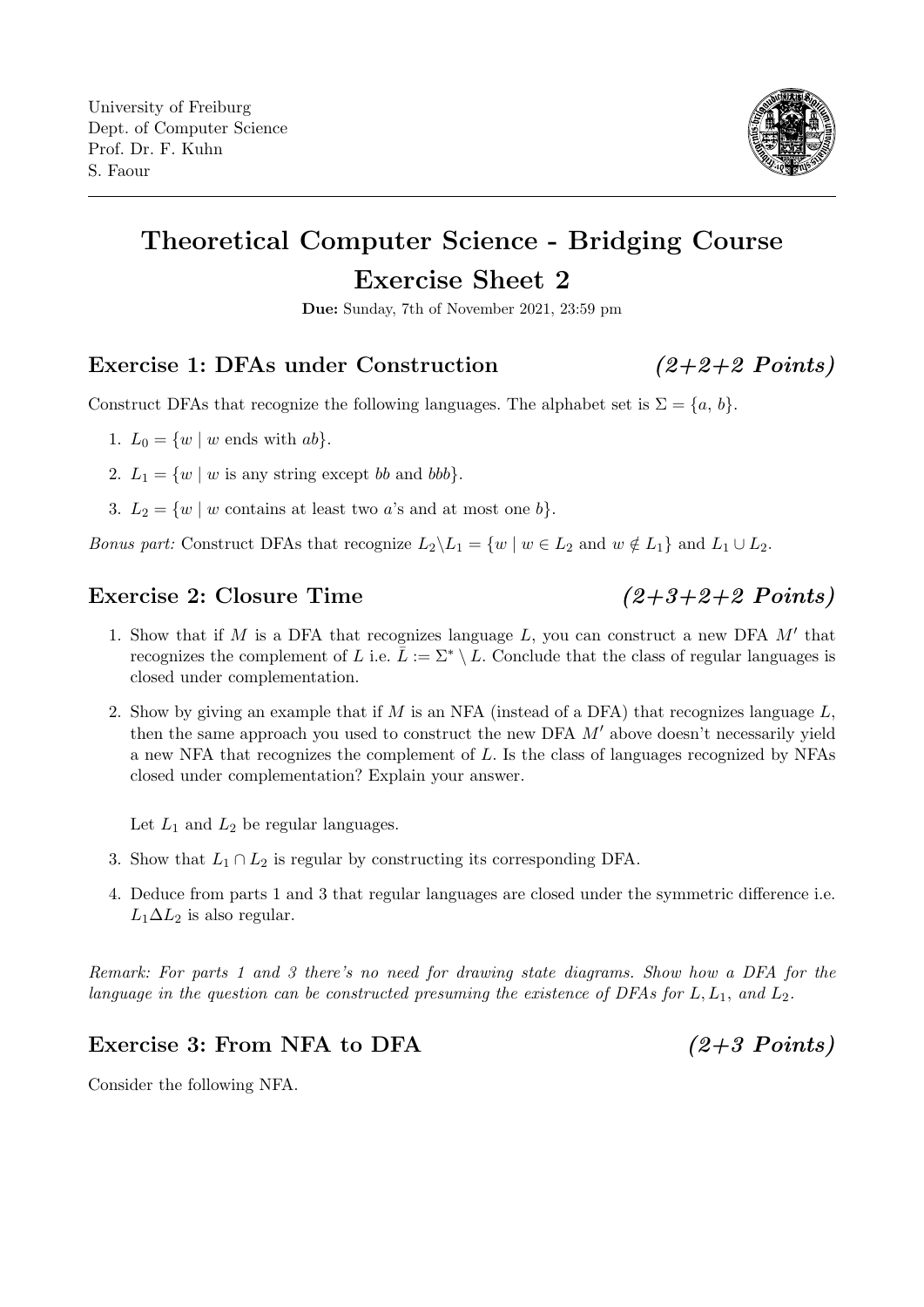University of Freiburg
Dept. of Computer Science
Prof. Dr. F. Kuhn
S. Faour

# Theoretical Computer Science - Bridging Course
# Exercise Sheet 2

**Due:** Sunday, 7th of November 2021, 23:59 pm

## Exercise 1: DFAs under Construction *(2+2+2 Points)*

Construct DFAs that recognize the following languages. The alphabet set is $\Sigma = \{a, b\}$.

1. $L_0 = \{w \mid w \text{ ends with } ab\}$.
2. $L_1 = \{w \mid w \text{ is any string except } bb \text{ and } bbb\}$.
3. $L_2 = \{w \mid w \text{ contains at least two } a\text{'s and at most one } b\}$.

*Bonus part:* Construct DFAs that recognize $L_2 \setminus L_1 = \{w \mid w \in L_2 \text{ and } w \notin L_1\}$ and $L_1 \cup L_2$.

## Exercise 2: Closure Time *(2+3+2+2 Points)*

1. Show that if $M$ is a DFA that recognizes language $L$, you can construct a new DFA $M'$ that recognizes the complement of $L$ i.e. $\bar{L} := \Sigma^* \setminus L$. Conclude that the class of regular languages is closed under complementation.
2. Show by giving an example that if $M$ is an NFA (instead of a DFA) that recognizes language $L$, then the same approach you used to construct the new DFA $M'$ above doesn't necessarily yield a new NFA that recognizes the complement of $L$. Is the class of languages recognized by NFAs closed under complementation? Explain your answer.

   Let $L_1$ and $L_2$ be regular languages.

3. Show that $L_1 \cap L_2$ is regular by constructing its corresponding DFA.
4. Deduce from parts 1 and 3 that regular languages are closed under the symmetric difference i.e. $L_1 \Delta L_2$ is also regular.

*Remark: For parts 1 and 3 there's no need for drawing state diagrams. Show how a DFA for the language in the question can be constructed presuming the existence of DFAs for $L, L_1$, and $L_2$.*

## Exercise 3: From NFA to DFA *(2+3 Points)*

Consider the following NFA.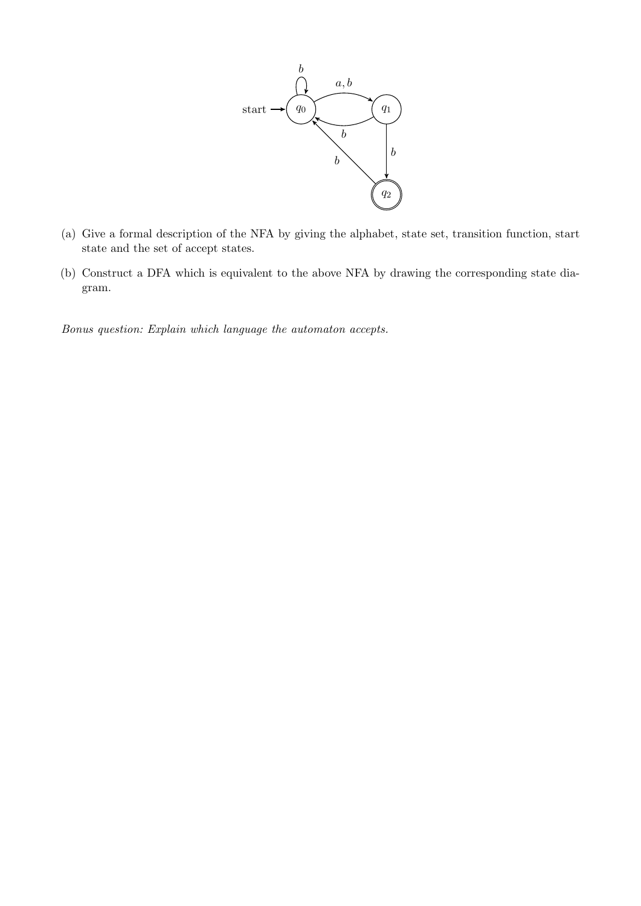start

$q_0$ $q_1$ $q_2$

$b$

$a, b$

$b$

$b$

$b$

(a) Give a formal description of the NFA by giving the alphabet, state set, transition function, start state and the set of accept states.

(b) Construct a DFA which is equivalent to the above NFA by drawing the corresponding state diagram.

*Bonus question: Explain which language the automaton accepts.*